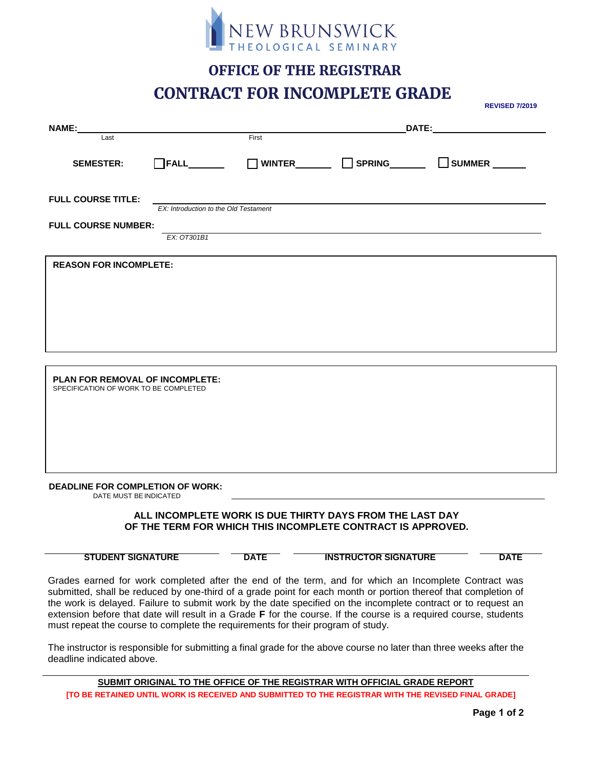NEW BRUNSWICK THEOLOGICAL SEMINARY

# OFFICE OF THE REGISTRAR

# CONTRACT FOR INCOMPLETE GRADE

**REVISED 7/2019**

**NAME:** ______________________________ **DATE:** ______________
Last First

**SEMESTER:** ☐ **FALL**_______ ☐ **WINTER**_______ ☐ **SPRING**_______ ☐ **SUMMER** _______

**FULL COURSE TITLE:** ____________________________________________
*EX: Introduction to the Old Testament*

**FULL COURSE NUMBER:** ____________________________________________
*EX: OT301B1*

**REASON FOR INCOMPLETE:**

**PLAN FOR REMOVAL OF INCOMPLETE:**
SPECIFICATION OF WORK TO BE COMPLETED

**DEADLINE FOR COMPLETION OF WORK:** ____________________________________________
DATE MUST BE INDICATED

**ALL INCOMPLETE WORK IS DUE THIRTY DAYS FROM THE LAST DAY OF THE TERM FOR WHICH THIS INCOMPLETE CONTRACT IS APPROVED.**

| STUDENT SIGNATURE | DATE | INSTRUCTOR SIGNATURE | DATE |
|---|---|---|---|
| | | | |

Grades earned for work completed after the end of the term, and for which an Incomplete Contract was submitted, shall be reduced by one-third of a grade point for each month or portion thereof that completion of the work is delayed. Failure to submit work by the date specified on the incomplete contract or to request an extension before that date will result in a Grade **F** for the course. If the course is a required course, students must repeat the course to complete the requirements for their program of study.

The instructor is responsible for submitting a final grade for the above course no later than three weeks after the deadline indicated above.

**SUBMIT ORIGINAL TO THE OFFICE OF THE REGISTRAR WITH OFFICIAL GRADE REPORT**

**[TO BE RETAINED UNTIL WORK IS RECEIVED AND SUBMITTED TO THE REGISTRAR WITH THE REVISED FINAL GRADE]**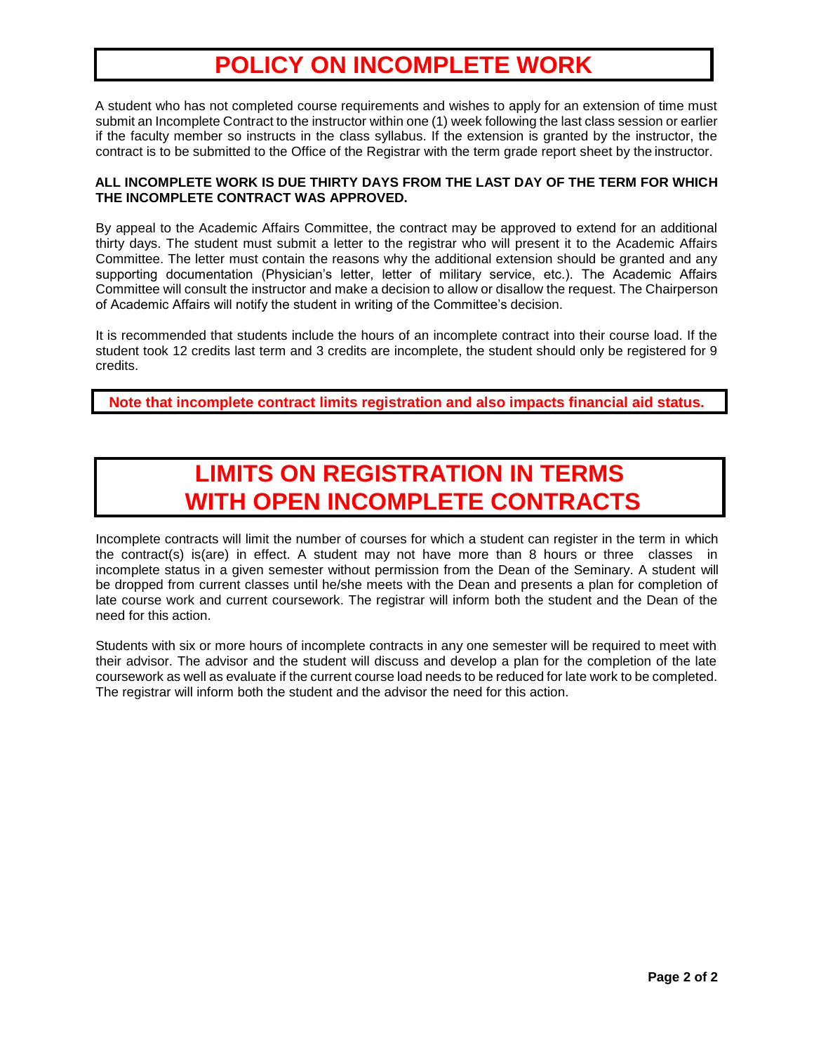# POLICY ON INCOMPLETE WORK

A student who has not completed course requirements and wishes to apply for an extension of time must submit an Incomplete Contract to the instructor within one (1) week following the last class session or earlier if the faculty member so instructs in the class syllabus. If the extension is granted by the instructor, the contract is to be submitted to the Office of the Registrar with the term grade report sheet by the instructor.

**ALL INCOMPLETE WORK IS DUE THIRTY DAYS FROM THE LAST DAY OF THE TERM FOR WHICH THE INCOMPLETE CONTRACT WAS APPROVED.**

By appeal to the Academic Affairs Committee, the contract may be approved to extend for an additional thirty days. The student must submit a letter to the registrar who will present it to the Academic Affairs Committee. The letter must contain the reasons why the additional extension should be granted and any supporting documentation (Physician's letter, letter of military service, etc.). The Academic Affairs Committee will consult the instructor and make a decision to allow or disallow the request. The Chairperson of Academic Affairs will notify the student in writing of the Committee's decision.

It is recommended that students include the hours of an incomplete contract into their course load. If the student took 12 credits last term and 3 credits are incomplete, the student should only be registered for 9 credits.

**Note that incomplete contract limits registration and also impacts financial aid status.**

# LIMITS ON REGISTRATION IN TERMS WITH OPEN INCOMPLETE CONTRACTS

Incomplete contracts will limit the number of courses for which a student can register in the term in which the contract(s) is(are) in effect. A student may not have more than 8 hours or three classes in incomplete status in a given semester without permission from the Dean of the Seminary. A student will be dropped from current classes until he/she meets with the Dean and presents a plan for completion of late course work and current coursework. The registrar will inform both the student and the Dean of the need for this action.

Students with six or more hours of incomplete contracts in any one semester will be required to meet with their advisor. The advisor and the student will discuss and develop a plan for the completion of the late coursework as well as evaluate if the current course load needs to be reduced for late work to be completed. The registrar will inform both the student and the advisor the need for this action.